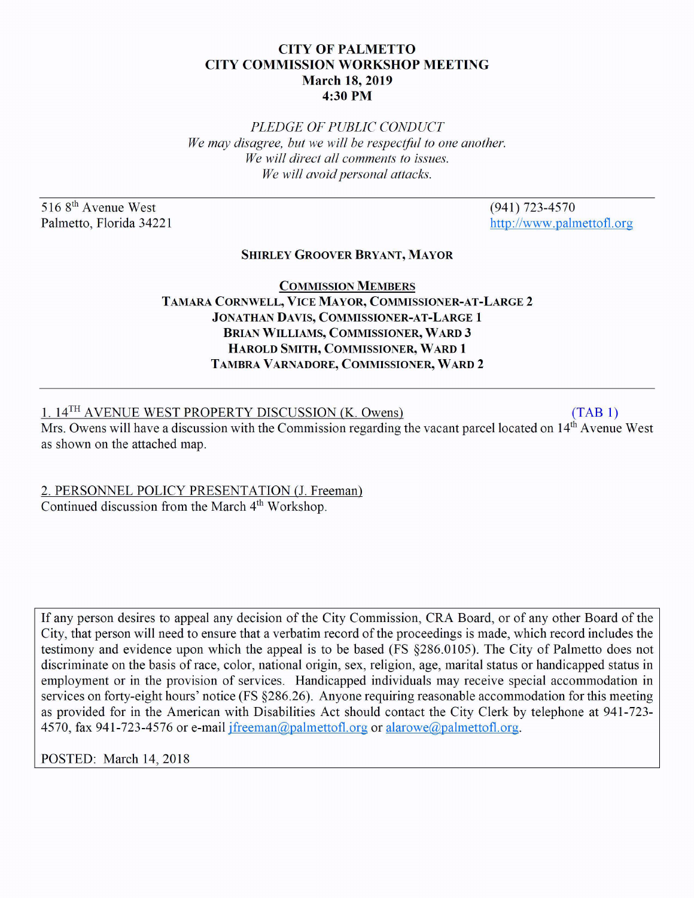# CITY OF PALMETTO
## CITY COMMISSION WORKSHOP MEETING
**March 18, 2019**
**4:30 PM**

*PLEDGE OF PUBLIC CONDUCT*
*We may disagree, but we will be respectful to one another.*
*We will direct all comments to issues.*
*We will avoid personal attacks.*

---

516 8th Avenue West
Palmetto, Florida 34221

(941) 723-4570
http://www.palmettofl.org

**SHIRLEY GROOVER BRYANT, MAYOR**

**COMMISSION MEMBERS**

**TAMARA CORNWELL, VICE MAYOR, COMMISSIONER-AT-LARGE 2**
**JONATHAN DAVIS, COMMISSIONER-AT-LARGE 1**
**BRIAN WILLIAMS, COMMISSIONER, WARD 3**
**HAROLD SMITH, COMMISSIONER, WARD 1**
**TAMBRA VARNADORE, COMMISSIONER, WARD 2**

---

1. 14TH AVENUE WEST PROPERTY DISCUSSION (K. Owens) (TAB 1)

Mrs. Owens will have a discussion with the Commission regarding the vacant parcel located on 14th Avenue West as shown on the attached map.

2. PERSONNEL POLICY PRESENTATION (J. Freeman)

Continued discussion from the March 4th Workshop.

If any person desires to appeal any decision of the City Commission, CRA Board, or of any other Board of the City, that person will need to ensure that a verbatim record of the proceedings is made, which record includes the testimony and evidence upon which the appeal is to be based (FS §286.0105). The City of Palmetto does not discriminate on the basis of race, color, national origin, sex, religion, age, marital status or handicapped status in employment or in the provision of services. Handicapped individuals may receive special accommodation in services on forty-eight hours' notice (FS §286.26). Anyone requiring reasonable accommodation for this meeting as provided for in the American with Disabilities Act should contact the City Clerk by telephone at 941-723-4570, fax 941-723-4576 or e-mail jfreeman@palmettofl.org or alarowe@palmettofl.org.

POSTED: March 14, 2018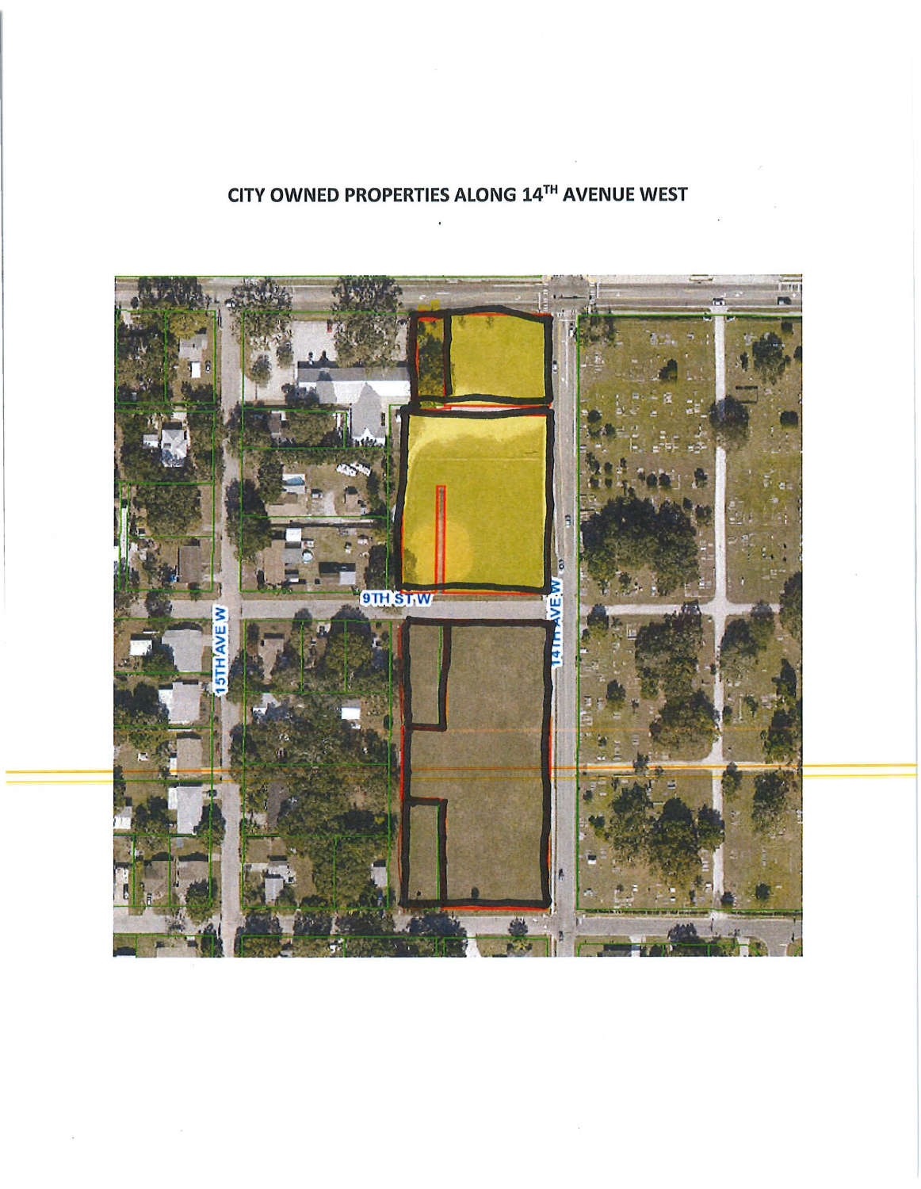# CITY OWNED PROPERTIES ALONG 14TH AVENUE WEST

9TH ST W

15TH AVE W

14TH AVE W